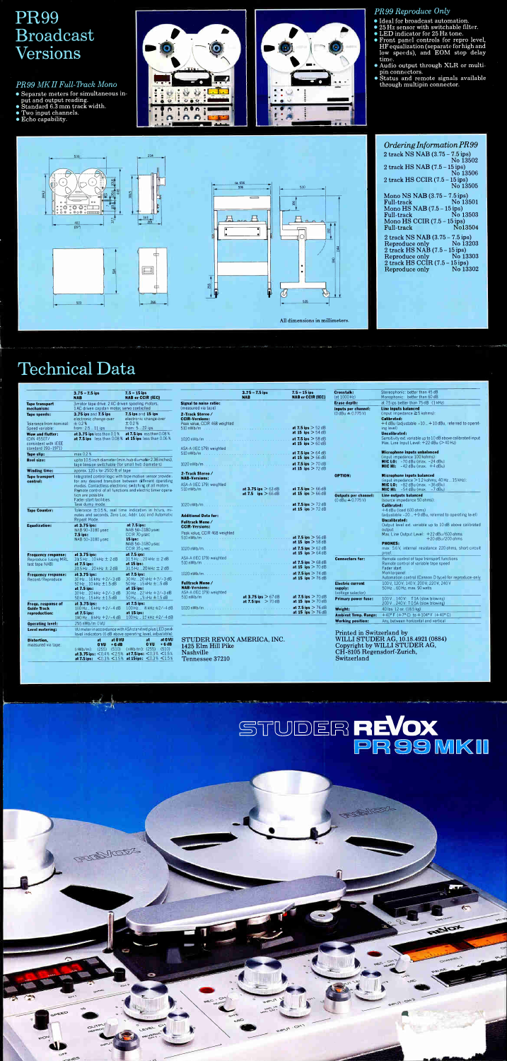# PR99 Broadcast Versions

### *PR99 MK II Full-Track Mono*

- Separate meters for simultaneous input and output reading.
- Standard 6.3 mm track width.
- Two input channels.
- Echo capability.

### *PR99 Reproduce Only*

- Ideal for broadcast automation.
- 25 Hz sensor with switchable filter.
- LED indicator for 25 Hz tone.
- Front panel controls for repro level, HF equalization (separate for high and low speeds), and EOM stop delay time.
- Audio output through XLR or multi-pin connectors.
- Status and remote signals available through multipin connector.

### *Ordering Information PR99*

2 track NS NAB (3.75 – 7.5 ips) No 13502
2 track HS NAB (7.5 – 15 ips) No 13506
2 track HS CCIR (7.5 – 15 ips) No 13505

Mono NS NAB (3.75 – 7.5 ips) Full-track No 13501
Mono HS NAB (7.5 – 15 ips) Full-track No 13503
Mono HS CCIR (7.5 – 15 ips) Full-track No13504

2 track NS NAB (3.75 – 7.5 ips) Reproduce only No 13203
2 track HS NAB (7.5 – 15 ips) Reproduce only No 13303
2 track HS CCIR (7.5 – 15 ips) Reproduce only No 13302

All dimensions in millimeters.

# Technical Data

| | 3.75 – 7.5 ips NAB | 7.5 – 15 ips NAB or CCIR (IEC) |
|---|---|---|
| **Tape transport mechanism:** | 3 motor tape drive. 2 AC driven spooling motors, 1 AC driven capstan motor, servo controlled | |
| **Tape speeds:** | 3.75 ips and 7.5 ips electronic change-over | 7.5 ips and 15 ips electronic change-over |
| Tolerance from nominal: | ± 0.2 % | ± 0.2 % |
| Speed variable: | from: 2.5 ... 11 ips | from: 5 ... 22 ips |
| **Wow and flutter:** (DIN 45507 / consistent with IEEE standard 193-1971) | at 3.75 ips less than 0.1 % / at 7.5 ips less than 0.08 % | at 7.5 ips less than 0.08 % / at 15 ips less than 0.06 % |
| **Tape slip:** | max 0.2 % | |
| **Reel size:** | up to 10.5 inch diameter (min. hub diameter 2.36 inches), tape tension switchable (for small hub diameters) | |
| **Winding time:** | approx. 120 s for 2500 ft of tape | |
| **Tape transport control:** | Integrated control logic with tape motion sensor provides for any desired transition between different operating modes. Contactless electronic switching of all motors. Remote control of all functions and electronic timer operation are possible. Fader start facilities. Tape dump mode. | |
| **Tape Counter:** | Tolerance ± 0.5 %, real time indication in hours, minutes and seconds. Zero Loc, Addr. Loc and Automatic Repeat Mode. | |
| **Equalization:** | at 3.75 ips: NAB 90+3180 µsec / 7.5 ips: NAB 50+3180 µsec | at 7.5 ips: NAB 50+3180 µsec / CCIR 70 µsec / 15 ips: NAB 50+3180 µsec / CCIR 35 µsec |
| **Frequency response:** Reproduce (using MRL test tape NAB) | at 3.75 ips: 31.5 Hz ... 10 kHz ± 2 dB / at 7.5 ips: 31.5 Hz ... 20 kHz ± 2 dB | at 7.5 ips: 31.5 Hz ... 20 kHz ± 2 dB / at 15 ips: 31.5 Hz ... 20 kHz ± 2 dB |
| **Frequency response:** Record/Reproduce | at 3.75 ips: 30 Hz ... 16 kHz +2/−3 dB / 50 Hz ... 10 kHz ± 1.5 dB / at 7.5 ips: 30 Hz ... 20 kHz +2/−3 dB / 50 Hz ... 15 kHz ± 1.5 dB | at 7.5 ips: 30 Hz ... 20 kHz +2/−3 dB / 50 Hz ... 15 kHz ± 1.5 dB / at 15 ips: 30 Hz ... 22 kHz +2/−3 dB / 50 Hz ... 18 kHz ± 1.5 dB |
| **Frequ. response of Guide Track reproduction:** | at 3.75 ips: 100 Hz ... 6 kHz +2/−4 dB / at 7.5 ips: 100 Hz ... 8 kHz +2/−4 dB | at 7.5 ips: 100 Hz ... 8 kHz +2/−4 dB / at 15 ips: 100 Hz ... 12 kHz +2/−4 dB |
| **Operating level:** | 256 nWb/m 0 VU | |
| **Level metering:** | VU meter in accordance with ASA standard plus LED peak level indicators (6 dB above operating level, adjustable) | |
| **Distortion,** measured via tape: | (nWb/m) at 0 VU (256) / at +6 dB (510) — at 3.75 ips: < 0.4 % / < 2.5 %; at 7.5 ips: < 0.3 % / < 1.5 % | (nWb/m) at 0 VU (256) / at +6 dB (510) — at 7.5 ips: < 0.3 % / < 1.5 %; at 15 ips: < 0.3 % / < 1.5 % |

| | 3.75 – 7.5 ips NAB | 7.5 – 15 ips NAB or CCIR (IEC) |
|---|---|---|
| **Signal to noise ratio:** (measured via tape) | | |
| **2-Track Stereo / CCIR-Versions:** | | |
| Peak value, CCIR 468 weighted 510 nWb/m | | at 7.5 ips > 52 dB / at 15 ips > 54 dB |
| 1020 nWb/m | | at 7.5 ips > 58 dB / at 15 ips > 60 dB |
| ASA-A (IEC 179) weighted 510 nWb/m | | at 7.5 ips > 64 dB / at 15 ips > 66 dB |
| 1020 nWb/m | | at 7.5 ips > 70 dB / at 15 ips > 72 dB |
| **2-Track Stereo / NAB-Versions:** | | |
| ASA-A (IEC 179) weighted 510 nWb/m | at 3.75 ips > 63 dB / at 7.5 ips > 66 dB | at 7.5 ips > 66 dB / at 15 ips > 66 dB |
| 1020 nWb/m | | at 7.5 ips > 72 dB / at 15 ips > 72 dB |
| **Additional Data for:** | | |
| **Fulltrack Mono / CCIR-Versions:** | | |
| Peak value, CCIR 468 weighted 510 nWb/m | | at 7.5 ips > 56 dB / at 15 ips > 58 dB |
| 1020 nWb/m | | at 7.5 ips > 62 dB / at 15 ips > 64 dB |
| ASA-A (IEC 179) weighted 510 nWb/m | | at 7.5 ips > 68 dB / at 15 ips > 70 dB |
| 1020 nWb/m | | at 7.5 ips > 74 dB / at 15 ips > 76 dB |
| **Fulltrack Mono / NAB-Versions:** | | |
| ASA-A (IEC 179) weighted 510 nWb/m | at 3.75 ips > 67 dB / at 7.5 ips > 70 dB | at 7.5 ips > 70 dB / at 15 ips > 70 dB |
| 1020 nWb/m | | at 7.5 ips > 76 dB / at 15 ips > 76 dB |

STUDER REVOX AMERICA, INC.
1425 Elm Hill Pike
Nashville
Tennessee 37210

| | |
|---|---|
| **Crosstalk:** (at 1000 Hz) | Stereophonic: better than 45 dB / Monophonic: better than 60 dB |
| **Erase depth:** | at 7.5 ips better than 75 dB (1 kHz) |
| **Inputs per channel:** (0 dBu ≙ 0.775 V) | **Line inputs balanced** (input impedance ≥ 5 kohms): **Calibrated:** +4 dBu (adjustable −10 ... +10 dB, referred to operating level) **Uncalibrated:** Sensitivity ext. variable up to 10 dB above calibrated input Max. Line input Level: +22 dBu (> 40 Hz) |
| | **Microphone inputs unbalanced** (input impedance 100 kohms): **MIC LO:** −70 dBu (max. −24 dBu) **MIC HI:** −42 dBu (max. +4 dBu) |
| **OPTION:** | **Microphone inputs balanced** (input impedance > 1.2 kohms, 40 Hz ... 15 kHz): **MIC LO:** −82 dBu (max. −36 dBu) **MIC HI:** −54 dBu (max. −7 dBu) |
| **Outputs per channel:** (0 dBu ≙ 0.775 V) | **Line outputs balanced** (source impedance 50 ohms): **Calibrated:** +4 dBu (load 600 ohms) (adjustable −20 ... +9 dBu, referred to operating level) **Uncalibrated:** Output level ext. variable up to 10 dB above calibrated output. Max. Line Output Level: +22 dBu/600 ohms, +20 dBu/200 ohms **PHONES:** max. 5.6 V, internal resistance 220 ohms, short-circuit proof |
| **Connectors for:** | Remote control of tape transport functions / Remote control of variable tape speed / Fader start / Multiorgan / Automation control (Cannon D type) for reproduce only |
| **Electric current supply:** (voltage selector) | 100 V, 120 V, 140 V, 200 V, 220 V, 240 V / 50 Hz ... 60 Hz, max. 90 watts |
| **Primary power fuse:** | 100 V ... 140 V: T 1A (slow blowing) / 200 V ... 240 V: T 0.5A (slow blowing) |
| **Weight:** | 40 lbs 12 oz. (18.5 kg) |
| **Ambient Temp. Range:** | +40° F (+7° C) to +104° F (+40° C) |
| **Working position:** | Any, between horizontal and vertical |

Printed in Switzerland by WILLI STUDER AG, 10.18.4921 (0884)
Copyright by WILLI STUDER AG, CH-8105 Regensdorf-Zurich, Switzerland

# STUDER REVOX PR99 MKII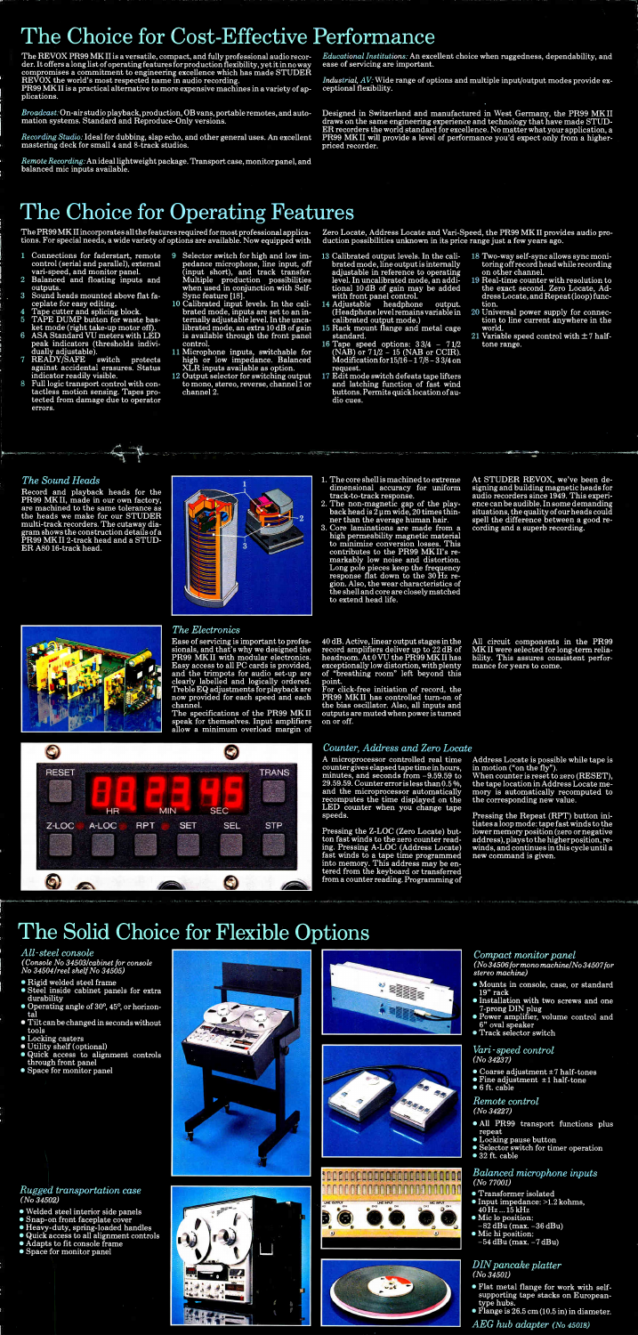# The Choice for Cost-Effective Performance

The REVOX PR99 MK II is a versatile, compact, and fully professional audio recorder. It offers a long list of operating features for production flexibility, yet it in no way compromises a commitment to engineering excellence which has made STUDER REVOX the world's most respected name in audio recording.

PR99 MK II is a practical alternative to more expensive machines in a variety of applications.

*Broadcast:* On-air studio playback, production, OB vans, portable remotes, and automation systems. Standard and Reproduce-Only versions.

*Recording Studio:* Ideal for dubbing, slap echo, and other general uses. An excellent mastering deck for small 4 and 8-track studios.

*Remote Recording:* An ideal lightweight package. Transport case, monitor panel, and balanced mic inputs available.

*Educational Institutions:* An excellent choice when ruggedness, dependability, and ease of servicing are important.

*Industrial, AV:* Wide range of options and multiple input/output modes provide exceptional flexibility.

Designed in Switzerland and manufactured in West Germany, the PR99 MK II draws on the same engineering experience and technology that have made STUDER recorders the world standard for excellence. No matter what your application, a PR99 MK II will provide a level of performance you'd expect only from a higher-priced recorder.

# The Choice for Operating Features

The PR99 MK II incorporates all the features required for most professional applications. For special needs, a wide variety of options are available. Now equipped with Zero Locate, Address Locate and Vari-Speed, the PR99 MK II provides audio production possibilities unknown in its price range just a few years ago.

1. Connections for faderstart, remote control (serial and parallel), external vari-speed, and monitor panel.
2. Balanced and floating inputs and outputs.
3. Sound heads mounted above flat faceplate for easy editing.
4. Tape cutter and splicing block.
5. TAPE DUMP button for waste basket mode (right take-up motor off).
6. ASA Standard VU meters with LED peak indicators (thresholds individually adjustable).
7. READY/SAFE switch protects against accidental erasures. Status indicator readily visible.
8. Full logic transport control with contactless motion sensing. Tapes protected from damage due to operator errors.
9. Selector switch for high and low impedance microphone, line input, off (input short), and track transfer. Multiple production possibilities when used in conjunction with Self-Sync feature [18].
10. Calibrated input levels. In the calibrated mode, inputs are set to an internally adjustable level. In the uncalibrated mode, an extra 10 dB of gain is available through the front panel control.
11. Microphone inputs, switchable for high or low impedance. Balanced XLR inputs available as option.
12. Output selector for switching output to mono, stereo, reverse, channel 1 or channel 2.
13. Calibrated output levels. In the calibrated mode, line output is internally adjustable in reference to operating level. In uncalibrated mode, an additional 10 dB of gain may be added with front panel control.
14. Adjustable headphone output. (Headphone level remains variable in calibrated output mode.)
15. Rack mount flange and metal cage standard.
16. Tape speed options: 3 3/4 – 7 1/2 (NAB) or 7 1/2 – 15 (NAB or CCIR). Modification for 15/16 – 1 7/8 – 3 3/4 on request.
17. Edit mode switch defeats tape lifters and latching function of fast wind buttons. Permits quick location of audio cues.
18. Two-way self-sync allows sync monitoring off record head while recording on other channel.
19. Real-time counter with resolution to the exact second. Zero Locate, Address Locate, and Repeat (loop) function.
20. Universal power supply for connection to line current anywhere in the world.
21. Variable speed control with ±7 half-tone range.

### *The Sound Heads*

Record and playback heads for the PR99 MK II, made in our own factory, are machined to the same tolerance as the heads we make for our STUDER multi-track recorders. The cutaway diagram shows the construction details of a PR99 MK II 2-track head and a STUDER A80 16-track head.

1. The core shell is machined to extreme dimensional accuracy for uniform track-to-track response.
2. The non-magnetic gap of the playback head is 2 µm wide, 20 times thinner than the average human hair.
3. Core laminations are made from a high permeability magnetic material to minimize conversion losses. This contributes to the PR99 MK II's remarkably low noise and distortion. Long pole pieces keep the frequency response flat down to the 30 Hz region. Also, the wear characteristics of the shell and core are closely matched to extend head life.

At STUDER REVOX, we've been designing and building magnetic heads for audio recorders since 1949. This experience can be audible. In some demanding situations, the quality of our heads could spell the difference between a good recording and a superb recording.

### *The Electronics*

Ease of servicing is important to professionals, and that's why we designed the PR99 MK II with modular electronics. Easy access to all PC cards is provided, and the trimpots for audio set-up are clearly labelled and logically ordered. Treble EQ adjustments for playback are now provided for each speed and each channel.

The specifications of the PR99 MK II speak for themselves. Input amplifiers allow a minimum overload margin of 40 dB. Active, linear output stages in the record amplifiers deliver up to 22 dB of headroom. At 0 VU the PR99 MK II has exceptionally low distortion, with plenty of "breathing room" left beyond this point.

For click-free initiation of record, the PR99 MK II has controlled turn-on of the bias oscillator. Also, all inputs and outputs are muted when power is turned on or off.

All circuit components in the PR99 MK II were selected for long-term reliability. This assures consistent performance for years to come.

### *Counter, Address and Zero Locate*

A microprocessor controlled real time counter gives elapsed tape time in hours, minutes, and seconds from –9.59.59 to 29.59.59. Counter error is less than 0.5%, and the microprocessor automatically recomputes the time displayed on the LED counter when you change tape speeds.

Pressing the Z-LOC (Zero Locate) button fast winds to the zero counter reading. Pressing A-LOC (Address Locate) fast winds to a tape time programmed into memory. This address may be entered from the keyboard or transferred from a counter reading. Programming of Address Locate is possible while tape is in motion ("on the fly").

When counter is reset to zero (RESET), the tape location in Address Locate memory is automatically recomputed to the corresponding new value.

Pressing the Repeat (RPT) button initiates a loop mode: tape fast winds to the lower memory position (zero or negative address), plays to the higher position, rewinds, and continues in this cycle until a new command is given.

# The Solid Choice for Flexible Options

### *All-steel console*
*(Console No 34503/cabinet for console No 34504/reel shelf No 34505)*

- Rigid welded steel frame
- Steel inside cabinet panels for extra durability
- Operating angle of 30°, 45°, or horizontal
- Tilt can be changed in seconds without tools
- Locking casters
- Utility shelf (optional)
- Quick access to alignment controls through front panel
- Space for monitor panel

### *Rugged transportation case*
*(No 34502)*

- Welded steel interior side panels
- Snap-on front faceplate cover
- Heavy-duty, spring-loaded handles
- Quick access to all alignment controls
- Adapts to fit console frame
- Space for monitor panel

### *Compact monitor panel*
*(No 34506 for mono machine/No 34507 for stereo machine)*

- Mounts in console, case, or standard 19" rack
- Installation with two screws and one 7-prong DIN plug
- Power amplifier, volume control and 6" oval speaker
- Track selector switch

### *Vari-speed control*
*(No 34237)*

- Coarse adjustment ±7 half-tones
- Fine adjustment ±1 half-tone
- 6 ft. cable

### *Remote control*
*(No 34227)*

- All PR99 transport functions plus repeat
- Locking pause button
- Selector switch for timer operation
- 32 ft. cable

### *Balanced microphone inputs*
*(No 77001)*

- Transformer isolated
- Input impedance: >1.2 kohms, 40 Hz ... 15 kHz
- Mic lo position: –82 dBu (max. –36 dBu)
- Mic hi position: –54 dBu (max. –7 dBu)

### *DIN pancake platter*
*(No 34501)*

- Flat metal flange for work with self-supporting tape stacks on European-type hubs.
- Flange is 26.5 cm (10.5 in) in diameter.

*AEG hub adapter (No 45018)*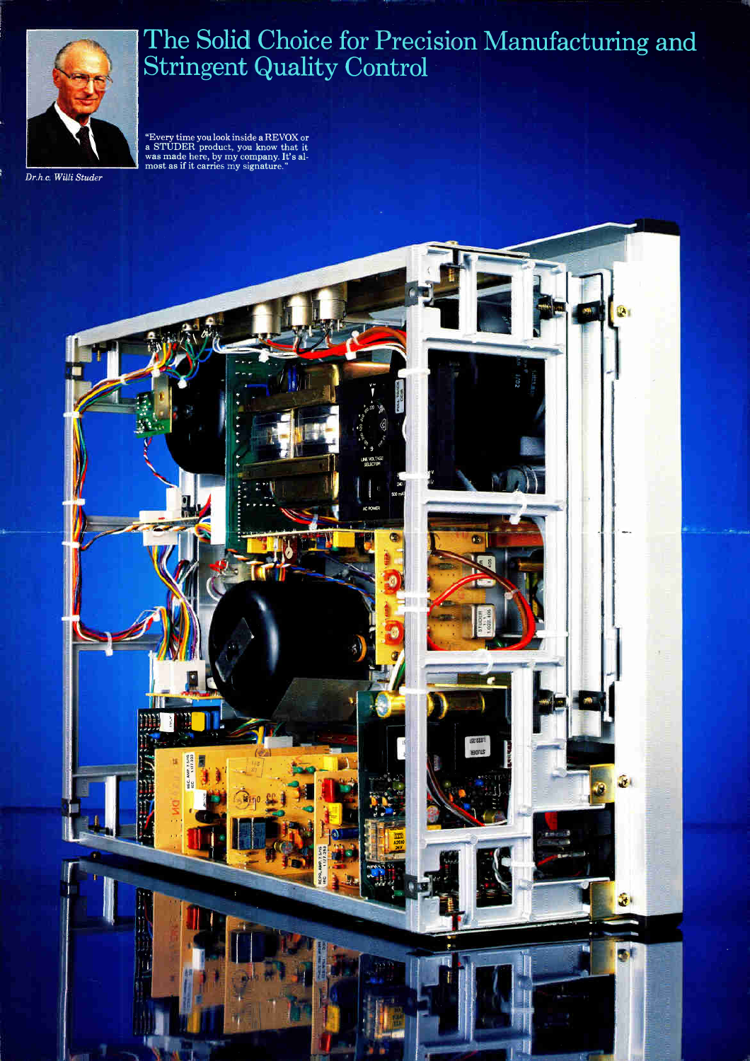# The Solid Choice for Precision Manufacturing and Stringent Quality Control

*Dr.h.c. Willi Studer*

"Every time you look inside a REVOX or a STUDER product, you know that it was made here, by my company. It's almost as if it carries my signature."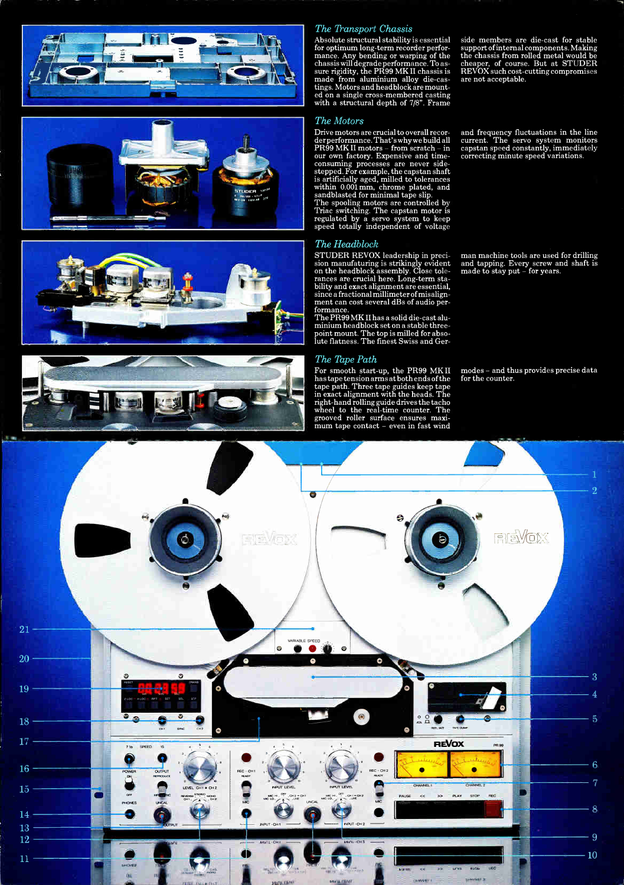## The Transport Chassis

Absolute structural stability is essential for optimum long-term recorder performance. Any bending or warping of the chassis will degrade performance. To assure rigidity, the PR99 MK II chassis is made from aluminium alloy die-castings. Motors and headblock are mounted on a single cross-membered casting with a structural depth of 7/8". Frame side members are die-cast for stable support of internal components. Making the chassis from rolled metal would be cheaper, of course. But at STUDER REVOX such cost-cutting compromises are not acceptable.

## The Motors

Drive motors are crucial to overall recorder performance. That's why we build all PR99 MK II motors – from scratch – in our own factory. Expensive and time-consuming processes are never sidestepped. For example, the capstan shaft is artificially aged, milled to tolerances within 0.001 mm, chrome plated, and sandblasted for minimal tape slip.
The spooling motors are controlled by Triac switching. The capstan motor is regulated by a servo system to keep speed totally independent of voltage and frequency fluctuations in the line current. The servo system monitors capstan speed constantly, immediately correcting minute speed variations.

## The Headblock

STUDER REVOX leadership in precision manufacturing is strikingly evident on the headblock assembly. Close tolerances are crucial here. Long-term stability and exact alignment are essential, since a fractional millimeter of misalignment can cost several dBs of audio performance.
The PR99 MK II has a solid die-cast aluminium headblock set on a stable three-point mount. The top is milled for absolute flatness. The finest Swiss and German machine tools are used for drilling and tapping. Every screw and shaft is made to stay put – for years.

## The Tape Path

For smooth start-up, the PR99 MK II has tape tension arms at both ends of the tape path. Three tape guides keep tape in exact alignment with the heads. The right-hand rolling guide drives the tacho wheel to the real-time counter. The grooved roller surface ensures maximum tape contact – even in fast wind modes – and thus provides precise data for the counter.

1
2
3
4
5
6
7
8
9
10
11
12
13
14
15
16
17
18
19
20
21